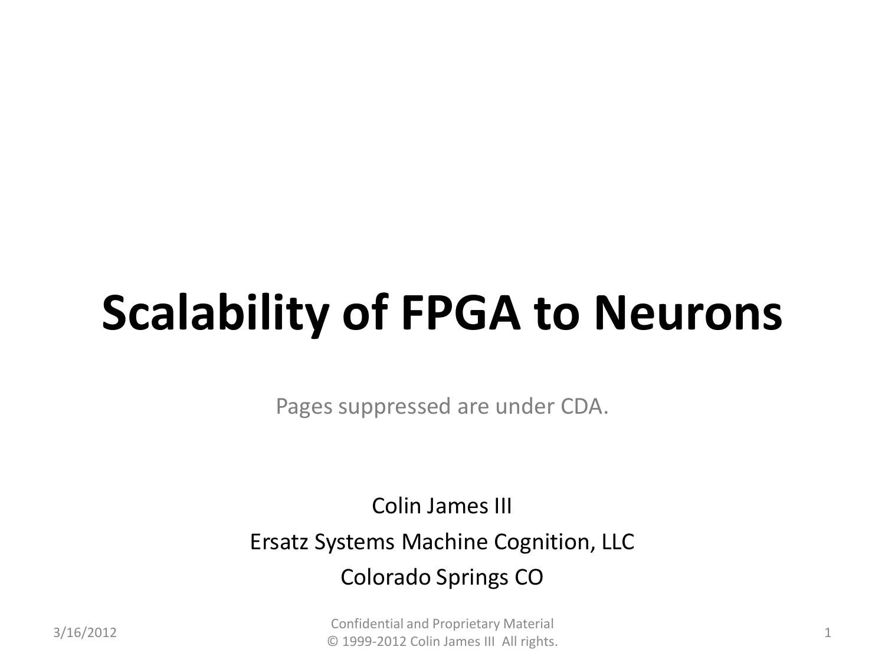# Scalability of FPGA to Neurons

Pages suppressed are under CDA.

Colin James III

Ersatz Systems Machine Cognition, LLC

Colorado Springs CO

3/16/2012

Confidential and Proprietary Material
© 1999-2012 Colin James III All rights.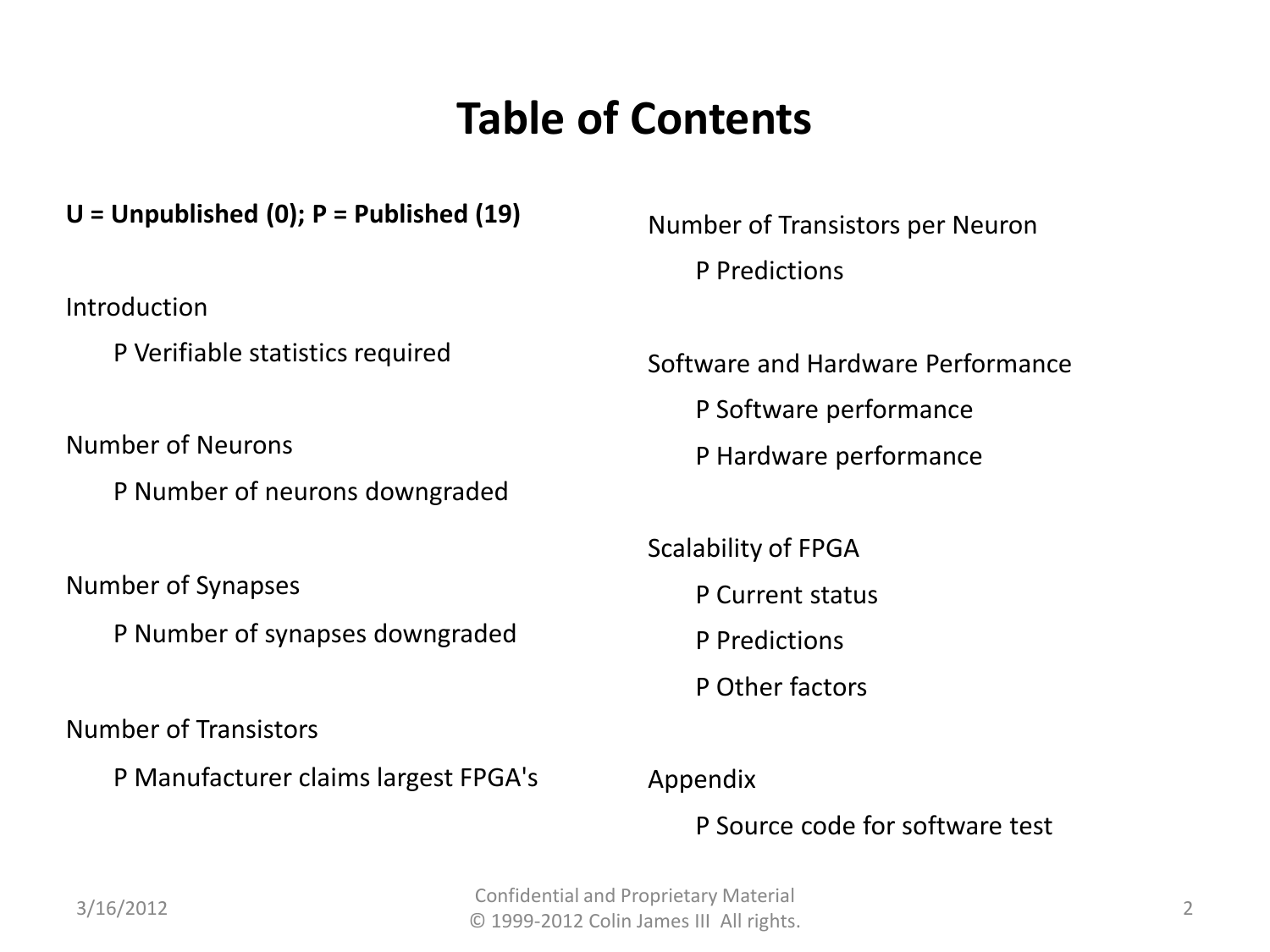# Table of Contents

**U = Unpublished (0); P = Published (19)**

Introduction

- P Verifiable statistics required

Number of Neurons

- P Number of neurons downgraded

Number of Synapses

- P Number of synapses downgraded

Number of Transistors

- P Manufacturer claims largest FPGA's

Number of Transistors per Neuron

- P Predictions

Software and Hardware Performance

- P Software performance
- P Hardware performance

Scalability of FPGA

- P Current status
- P Predictions
- P Other factors

Appendix

- P Source code for software test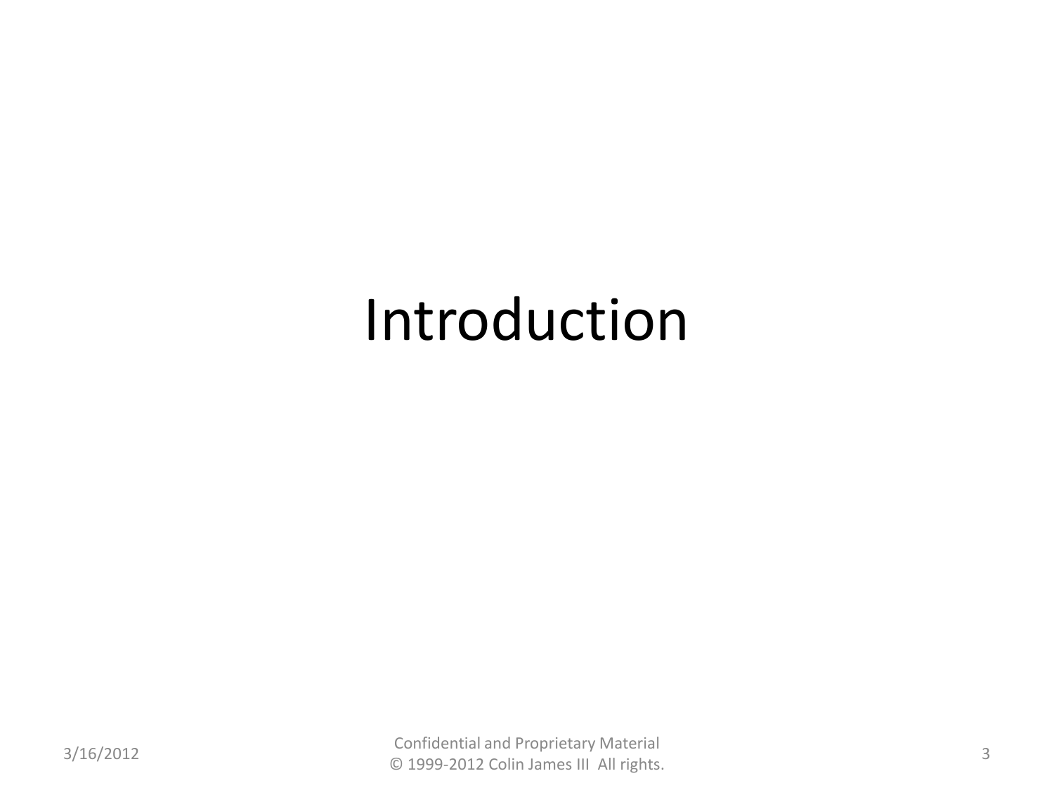# Introduction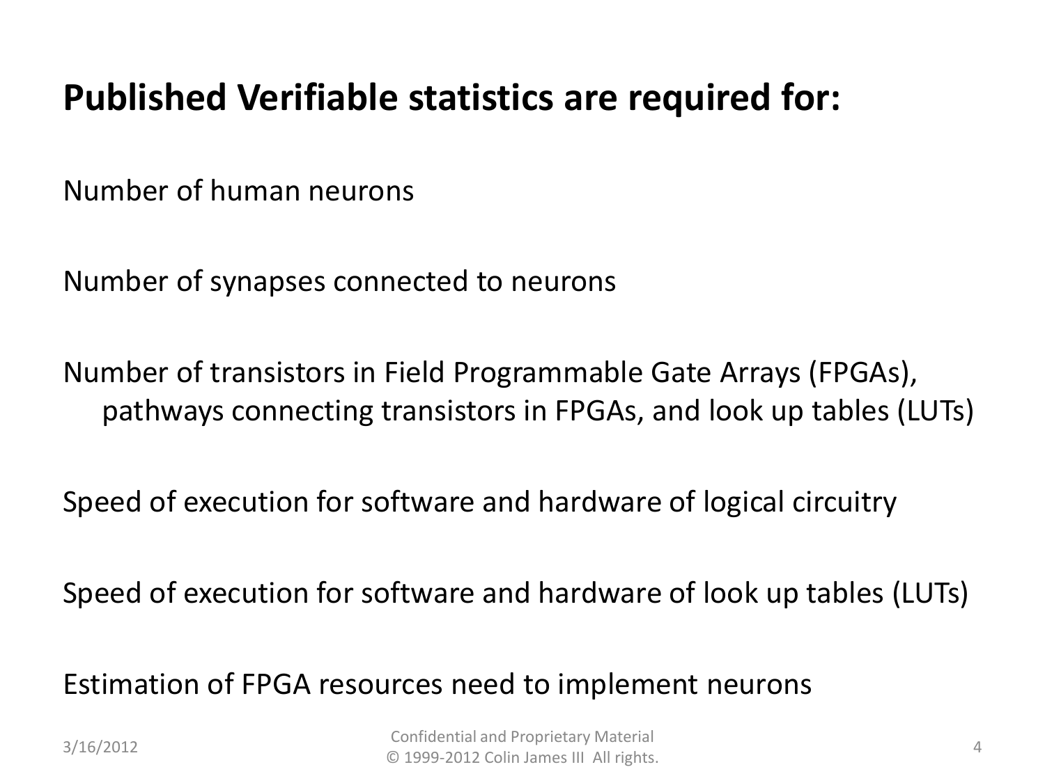# Published Verifiable statistics are required for:

Number of human neurons

Number of synapses connected to neurons

Number of transistors in Field Programmable Gate Arrays (FPGAs), pathways connecting transistors in FPGAs, and look up tables (LUTs)

Speed of execution for software and hardware of logical circuitry

Speed of execution for software and hardware of look up tables (LUTs)

Estimation of FPGA resources need to implement neurons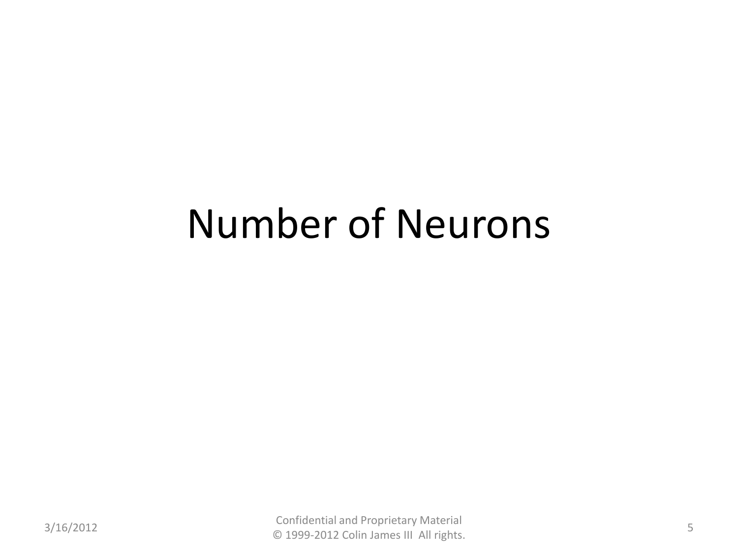# Number of Neurons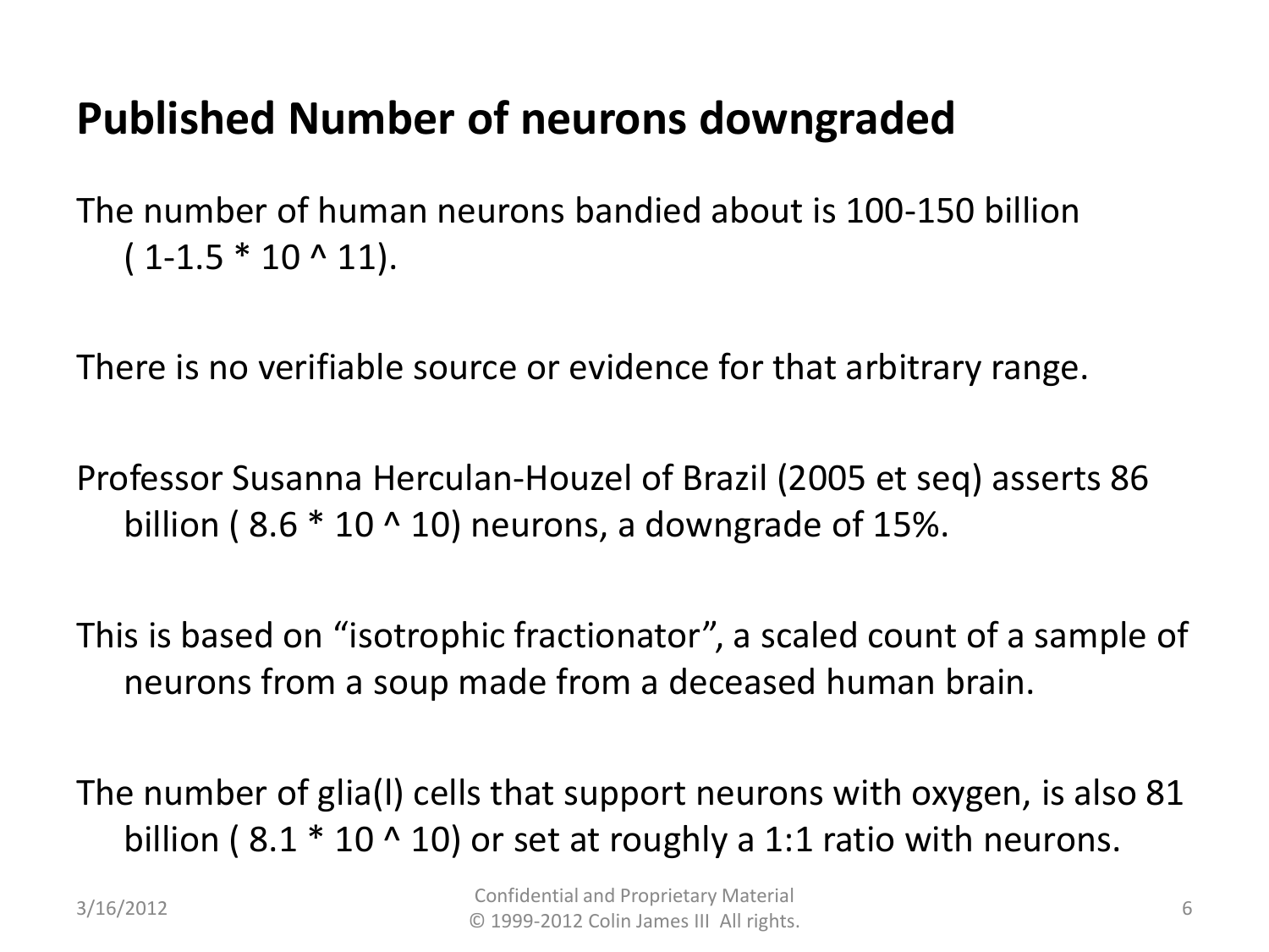# Published Number of neurons downgraded

The number of human neurons bandied about is 100-150 billion ( $1\text{-}1.5 * 10^{11}$).

There is no verifiable source or evidence for that arbitrary range.

Professor Susanna Herculan-Houzel of Brazil (2005 et seq) asserts 86 billion ( $8.6 * 10^{10}$) neurons, a downgrade of 15%.

This is based on "isotrophic fractionator", a scaled count of a sample of neurons from a soup made from a deceased human brain.

The number of glia(l) cells that support neurons with oxygen, is also 81 billion ( $8.1 * 10^{10}$) or set at roughly a 1:1 ratio with neurons.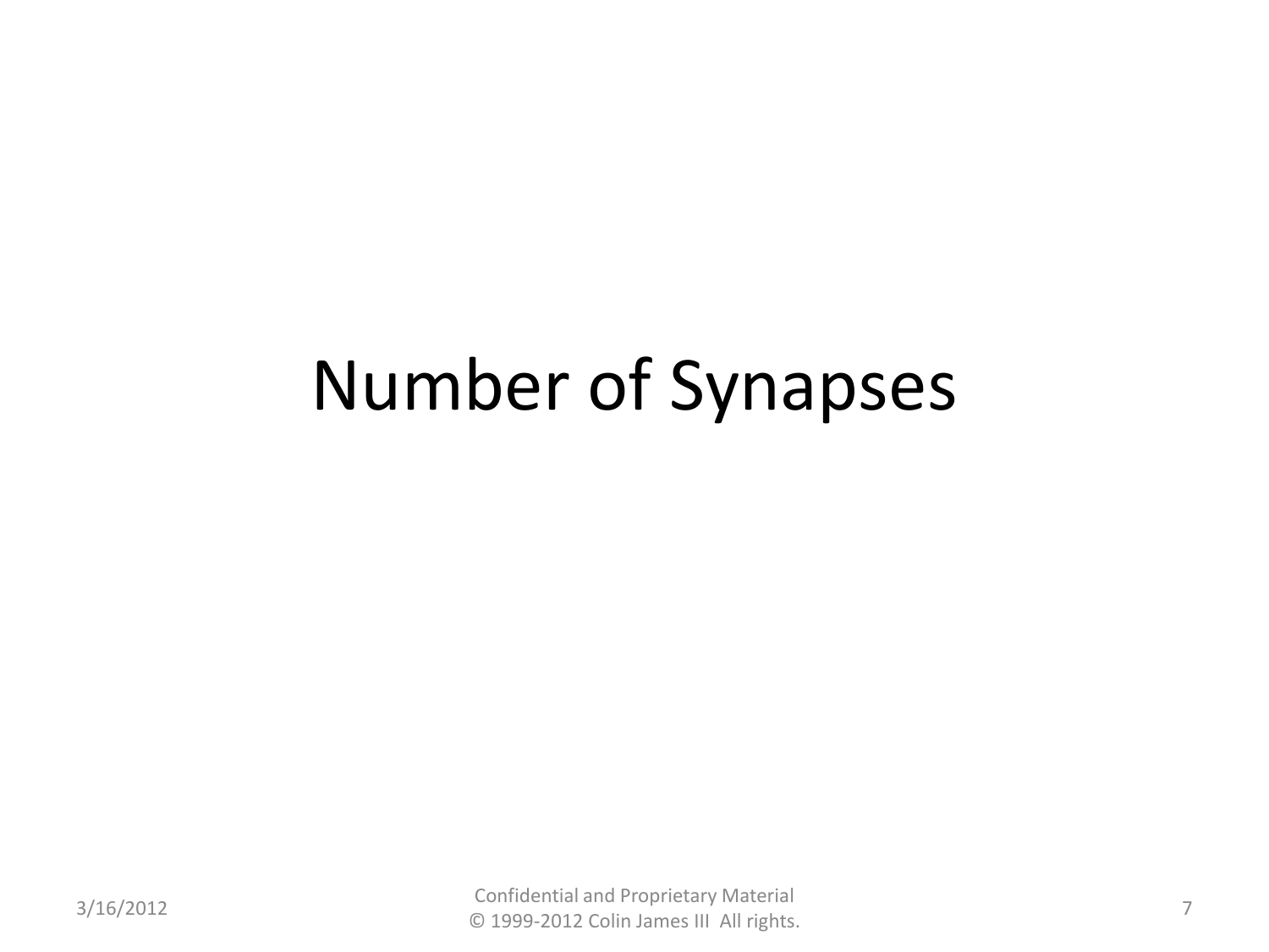# Number of Synapses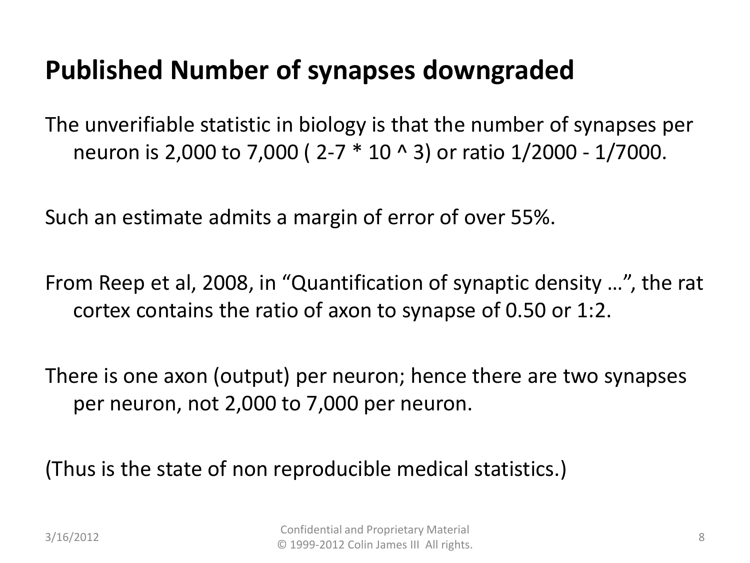# Published Number of synapses downgraded

The unverifiable statistic in biology is that the number of synapses per neuron is 2,000 to 7,000 ( $2\text{-}7 * 10^3$) or ratio 1/2000 - 1/7000.

Such an estimate admits a margin of error of over 55%.

From Reep et al, 2008, in "Quantification of synaptic density …", the rat cortex contains the ratio of axon to synapse of 0.50 or 1:2.

There is one axon (output) per neuron; hence there are two synapses per neuron, not 2,000 to 7,000 per neuron.

(Thus is the state of non reproducible medical statistics.)

3/16/2012

Confidential and Proprietary Material
© 1999-2012 Colin James III All rights.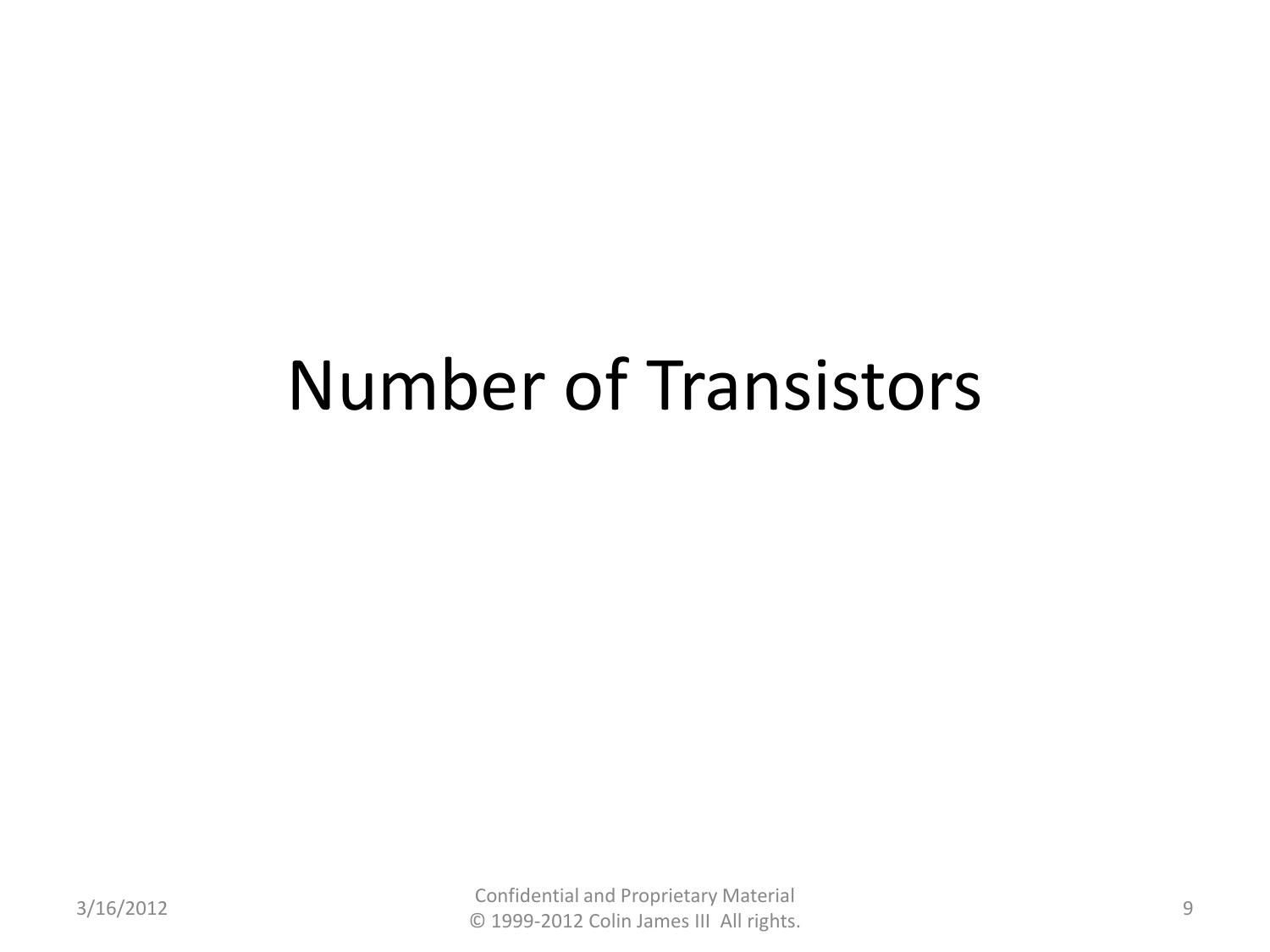# Number of Transistors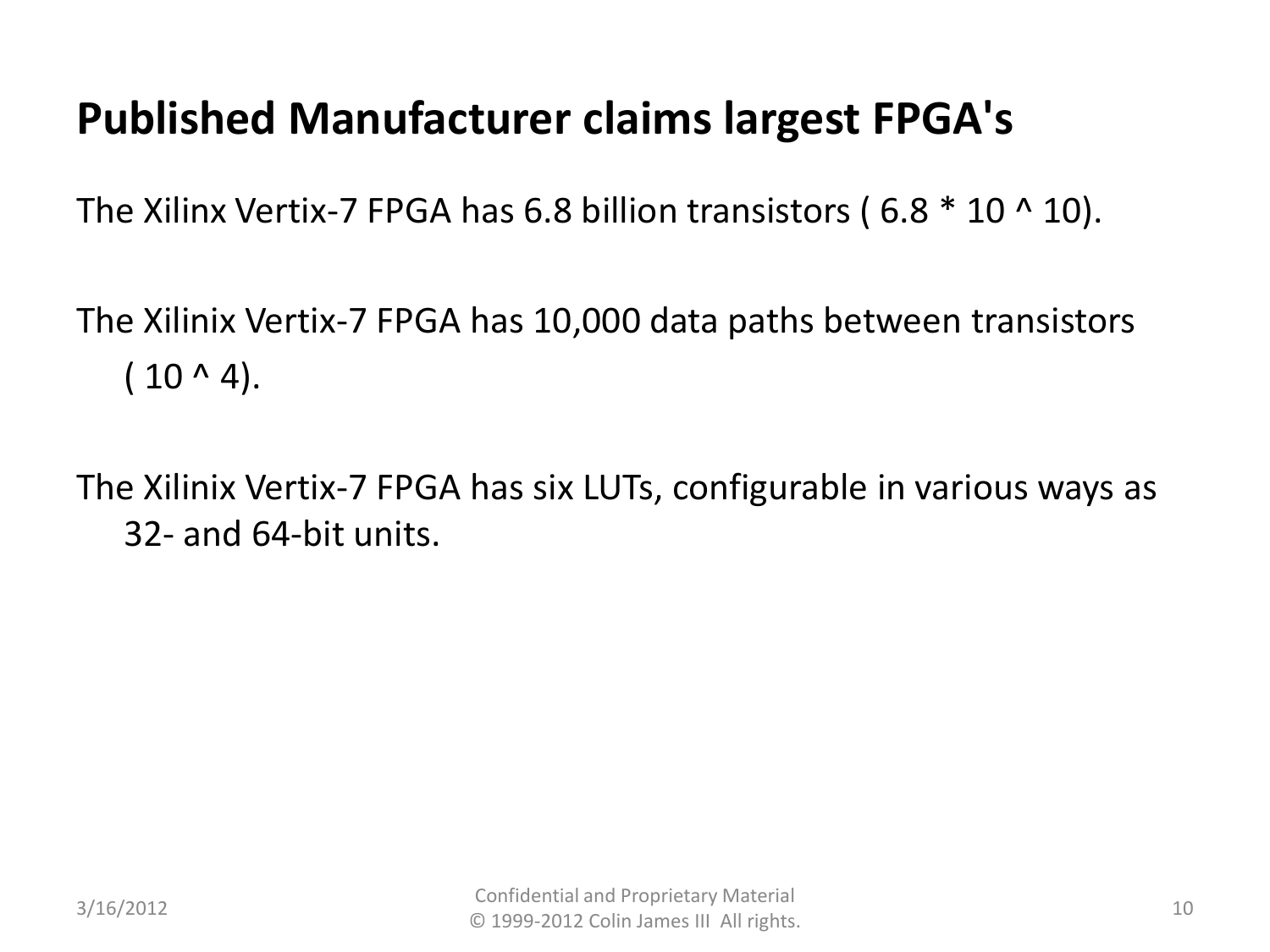# Published Manufacturer claims largest FPGA's

The Xilinx Vertix-7 FPGA has 6.8 billion transistors ( $6.8 * 10^{10}$).

The Xilinix Vertix-7 FPGA has 10,000 data paths between transistors ( $10^{4}$).

The Xilinix Vertix-7 FPGA has six LUTs, configurable in various ways as 32- and 64-bit units.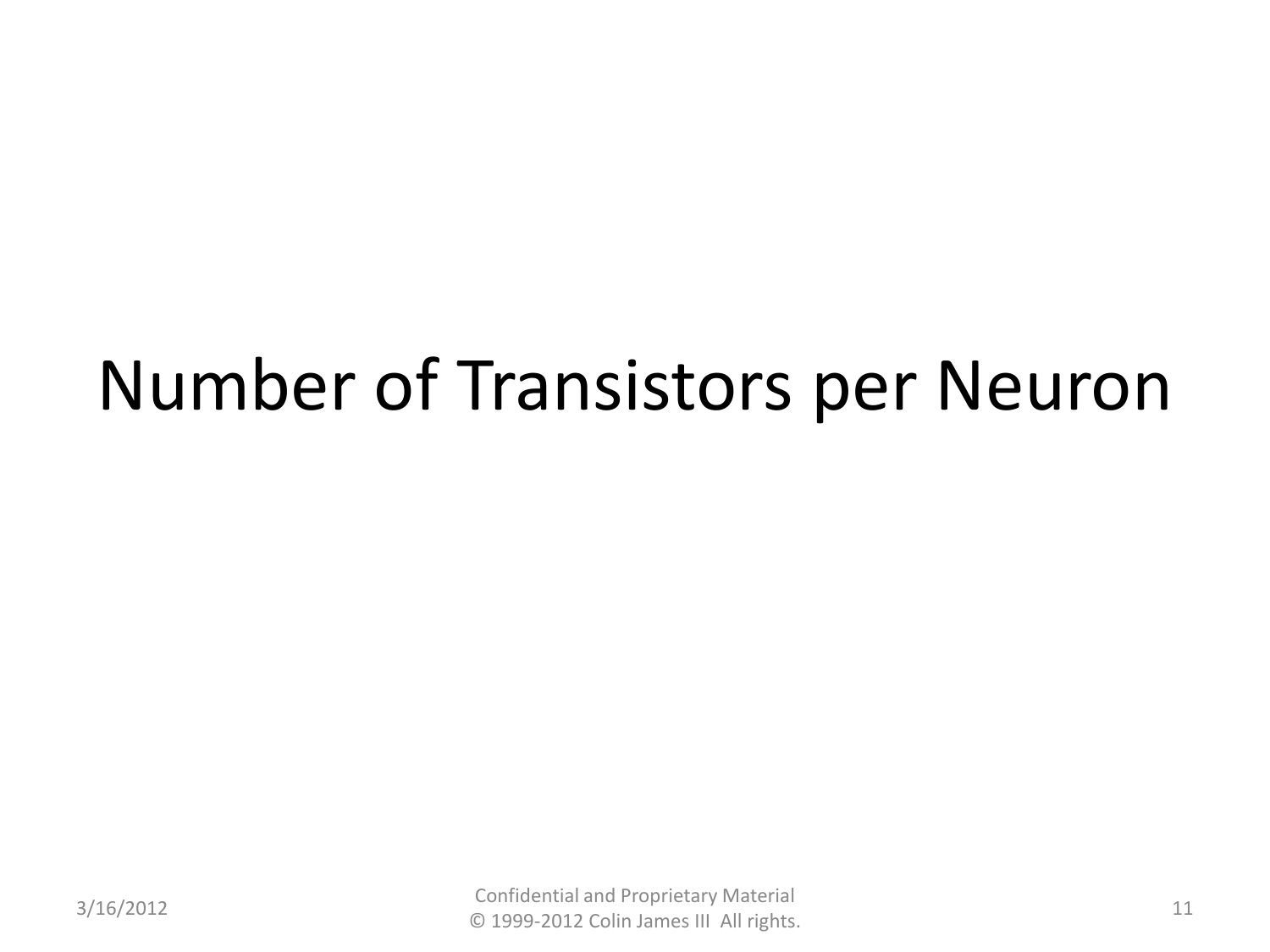# Number of Transistors per Neuron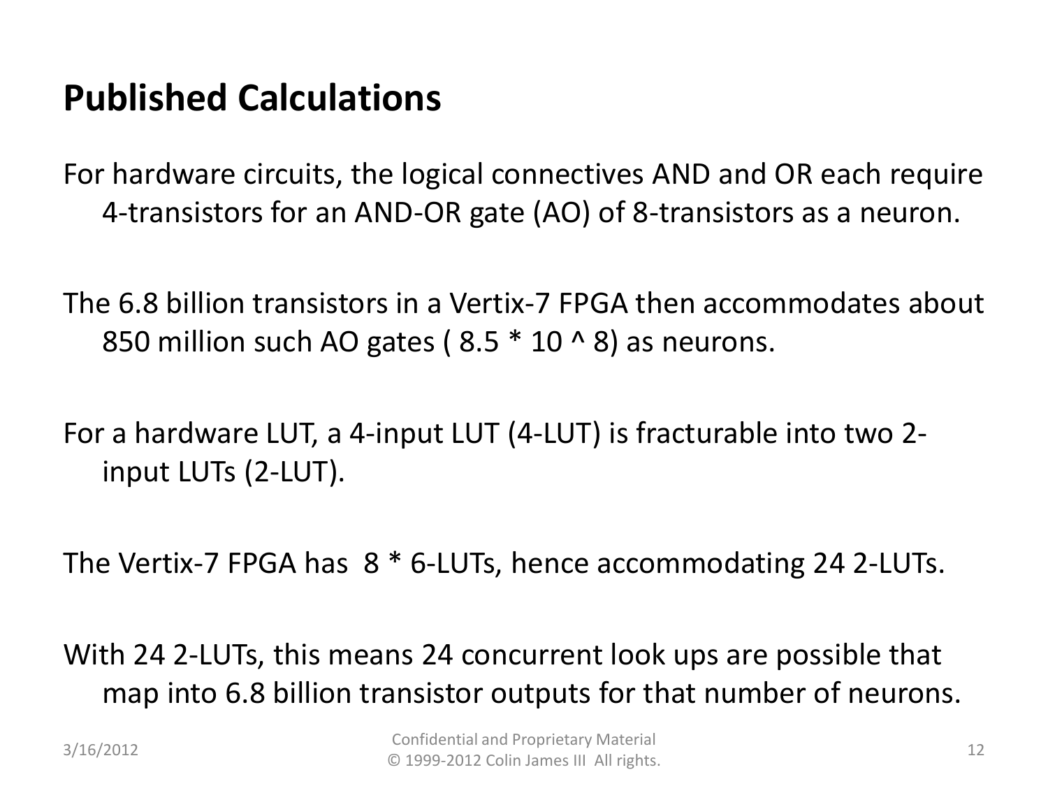# Published Calculations

For hardware circuits, the logical connectives AND and OR each require 4-transistors for an AND-OR gate (AO) of 8-transistors as a neuron.

The 6.8 billion transistors in a Vertix-7 FPGA then accommodates about 850 million such AO gates ( 8.5 * 10 ^ 8) as neurons.

For a hardware LUT, a 4-input LUT (4-LUT) is fracturable into two 2-input LUTs (2-LUT).

The Vertix-7 FPGA has 8 * 6-LUTs, hence accommodating 24 2-LUTs.

With 24 2-LUTs, this means 24 concurrent look ups are possible that map into 6.8 billion transistor outputs for that number of neurons.

3/16/2012

Confidential and Proprietary Material
© 1999-2012 Colin James III All rights.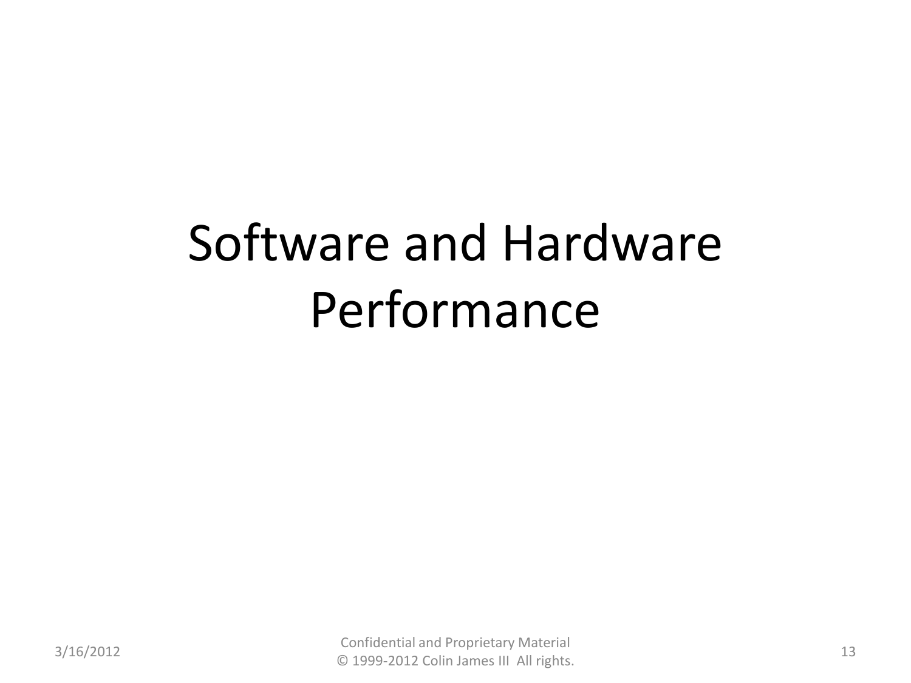# Software and Hardware Performance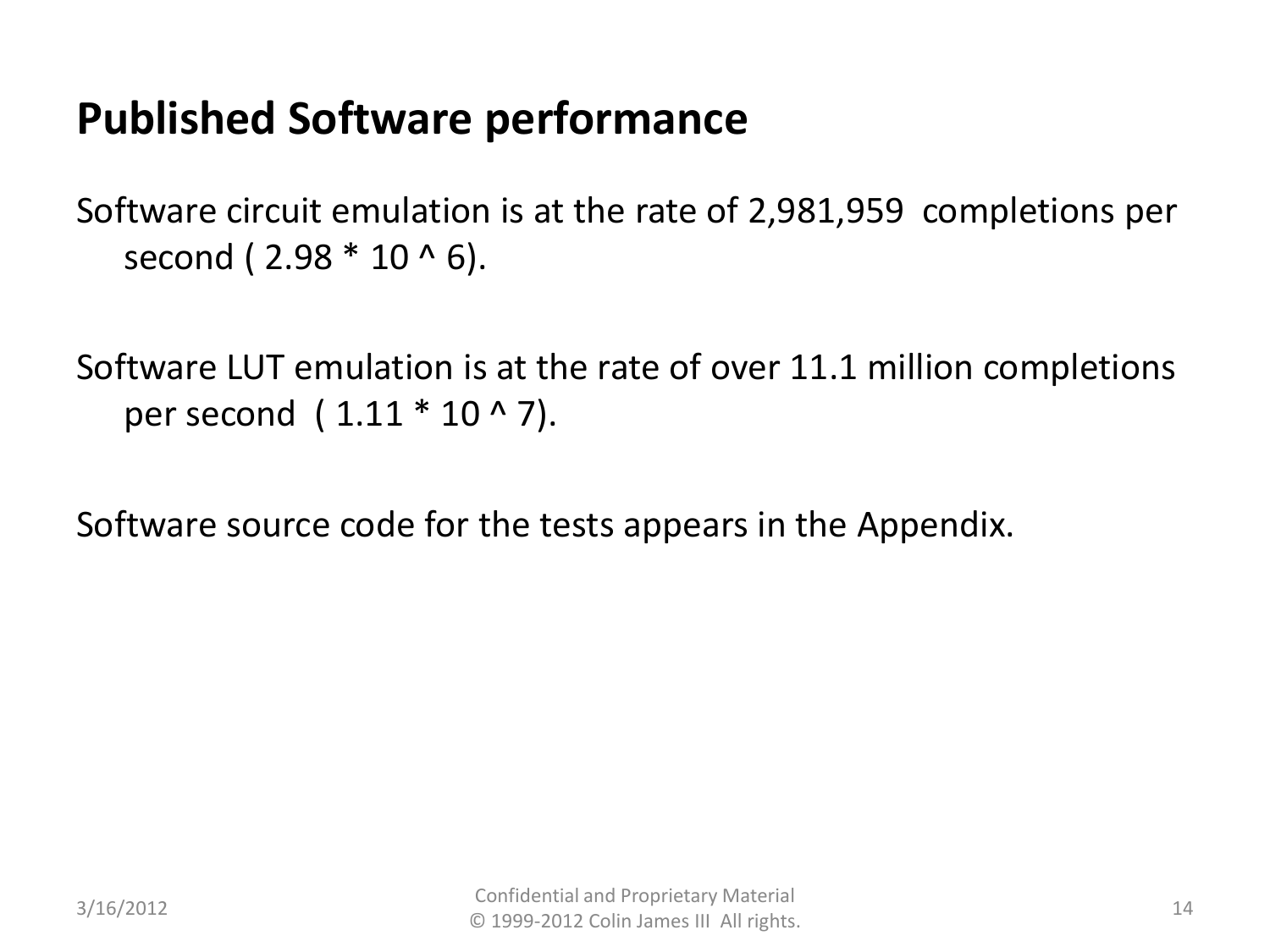# Published Software performance

Software circuit emulation is at the rate of 2,981,959 completions per second ( $2.98 * 10^6$).

Software LUT emulation is at the rate of over 11.1 million completions per second ( $1.11 * 10^7$).

Software source code for the tests appears in the Appendix.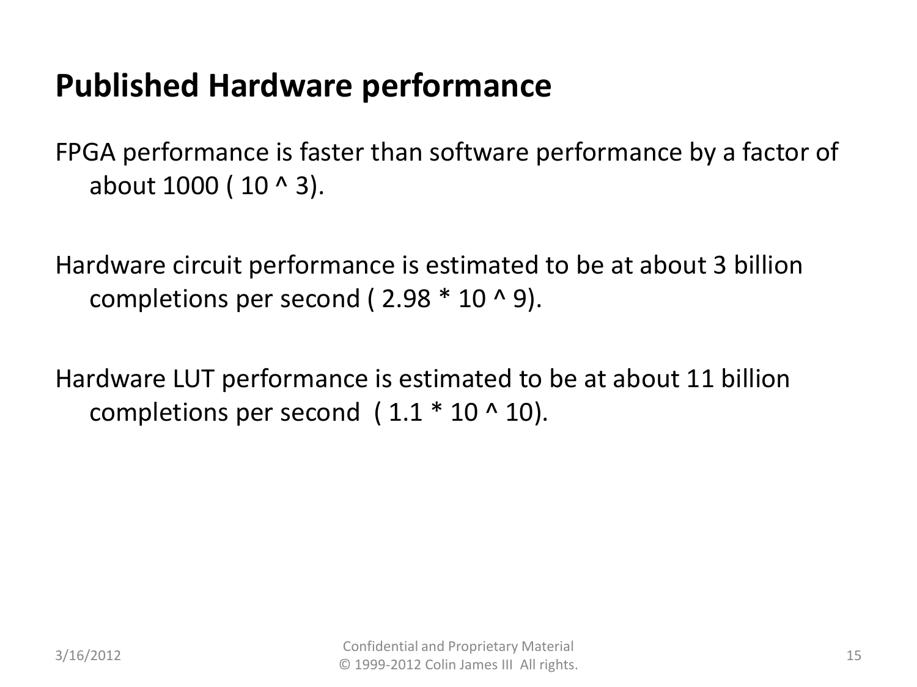# Published Hardware performance

FPGA performance is faster than software performance by a factor of about 1000 ( $10^3$).

Hardware circuit performance is estimated to be at about 3 billion completions per second ( $2.98 * 10^9$).

Hardware LUT performance is estimated to be at about 11 billion completions per second ( $1.1 * 10^{10}$).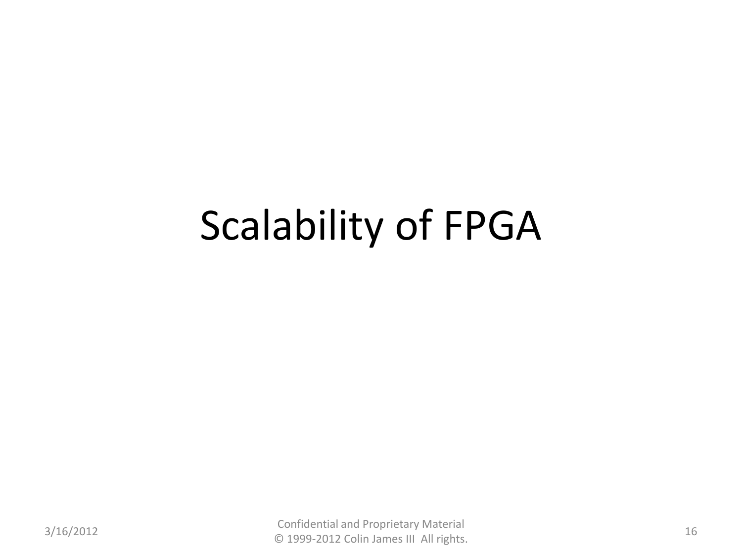# Scalability of FPGA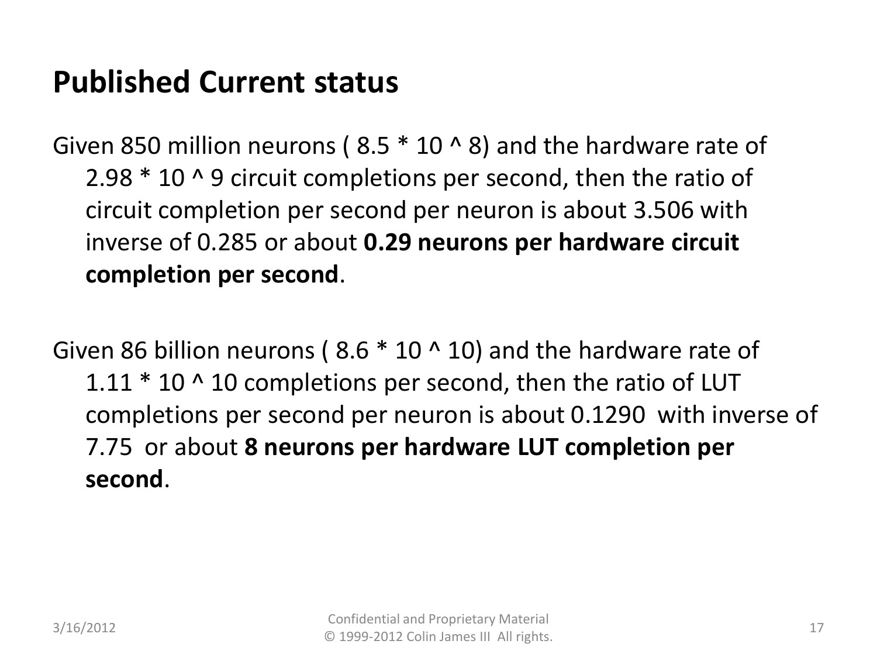## Published Current status

Given 850 million neurons ( $8.5 * 10^8$) and the hardware rate of $2.98 * 10^9$ circuit completions per second, then the ratio of circuit completion per second per neuron is about 3.506 with inverse of 0.285 or about **0.29 neurons per hardware circuit completion per second**.

Given 86 billion neurons ( $8.6 * 10^{10}$) and the hardware rate of $1.11 * 10^{10}$ completions per second, then the ratio of LUT completions per second per neuron is about 0.1290 with inverse of 7.75 or about **8 neurons per hardware LUT completion per second**.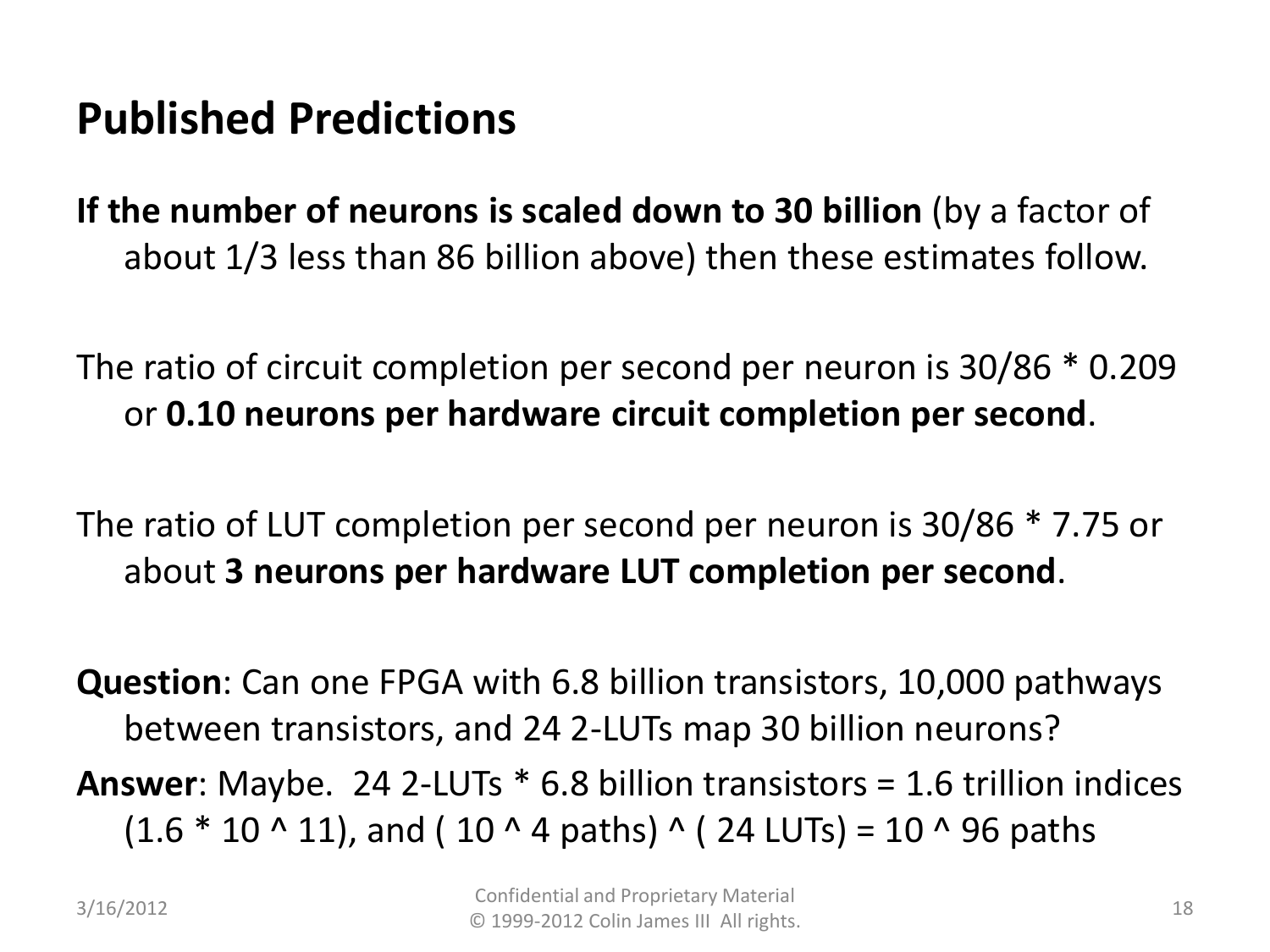# Published Predictions

**If the number of neurons is scaled down to 30 billion** (by a factor of about 1/3 less than 86 billion above) then these estimates follow.

The ratio of circuit completion per second per neuron is $30/86 * 0.209$ or **0.10 neurons per hardware circuit completion per second**.

The ratio of LUT completion per second per neuron is $30/86 * 7.75$ or about **3 neurons per hardware LUT completion per second**.

**Question**: Can one FPGA with 6.8 billion transistors, 10,000 pathways between transistors, and 24 2-LUTs map 30 billion neurons?

**Answer**: Maybe. 24 2-LUTs * 6.8 billion transistors = 1.6 trillion indices ($1.6 * 10^{11}$), and ( $10^4$ paths) ^ ( 24 LUTs) = $10^{96}$ paths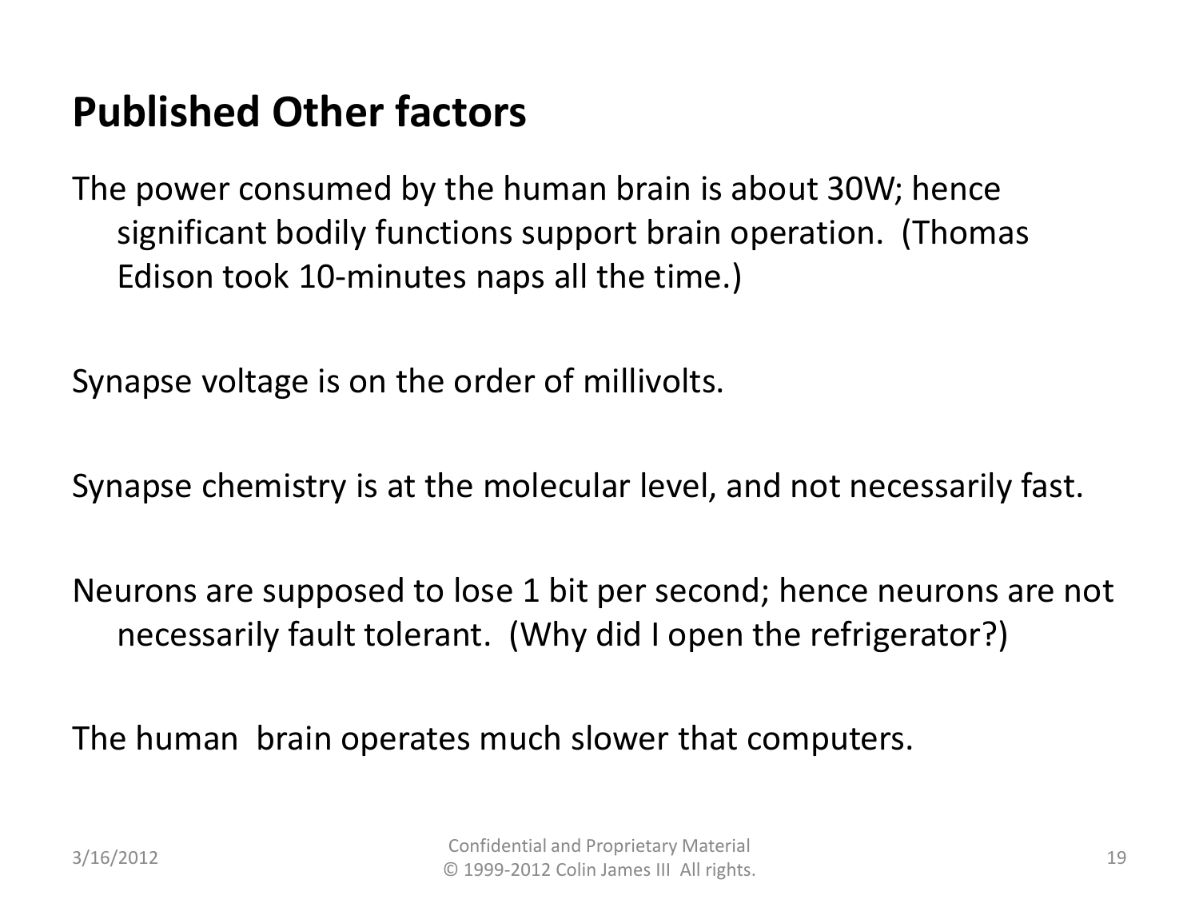# Published Other factors

The power consumed by the human brain is about 30W; hence significant bodily functions support brain operation. (Thomas Edison took 10-minutes naps all the time.)

Synapse voltage is on the order of millivolts.

Synapse chemistry is at the molecular level, and not necessarily fast.

Neurons are supposed to lose 1 bit per second; hence neurons are not necessarily fault tolerant. (Why did I open the refrigerator?)

The human brain operates much slower that computers.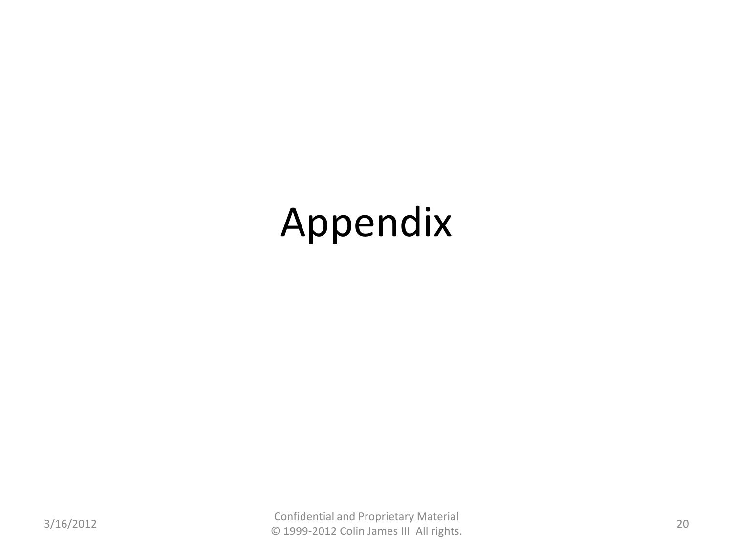# Appendix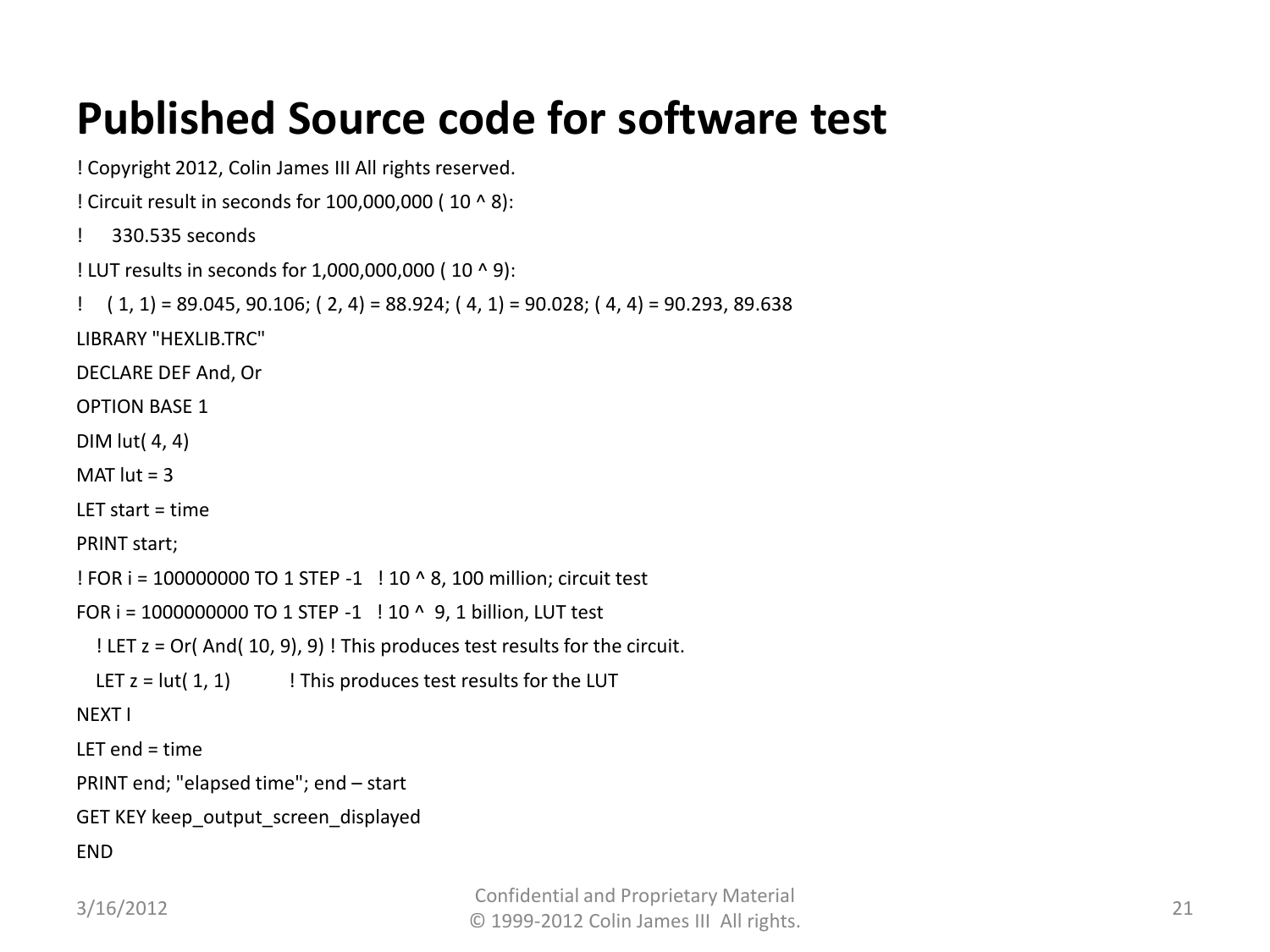# Published Source code for software test

```
! Copyright 2012, Colin James III All rights reserved.
! Circuit result in seconds for 100,000,000 ( 10 ^ 8):
!     330.535 seconds
! LUT results in seconds for 1,000,000,000 ( 10 ^ 9):
!    ( 1, 1) = 89.045, 90.106; ( 2, 4) = 88.924; ( 4, 1) = 90.028; ( 4, 4) = 90.293, 89.638
LIBRARY "HEXLIB.TRC"
DECLARE DEF And, Or
OPTION BASE 1
DIM lut( 4, 4)
MAT lut = 3
LET start = time
PRINT start;
! FOR i = 100000000 TO 1 STEP -1   ! 10 ^ 8, 100 million; circuit test
FOR i = 1000000000 TO 1 STEP -1   ! 10 ^  9, 1 billion, LUT test
   ! LET z = Or( And( 10, 9), 9) ! This produces test results for the circuit.
   LET z = lut( 1, 1)          ! This produces test results for the LUT
NEXT I
LET end = time
PRINT end; "elapsed time"; end – start
GET KEY keep_output_screen_displayed
END
```

3/16/2012

Confidential and Proprietary Material
© 1999-2012 Colin James III All rights.